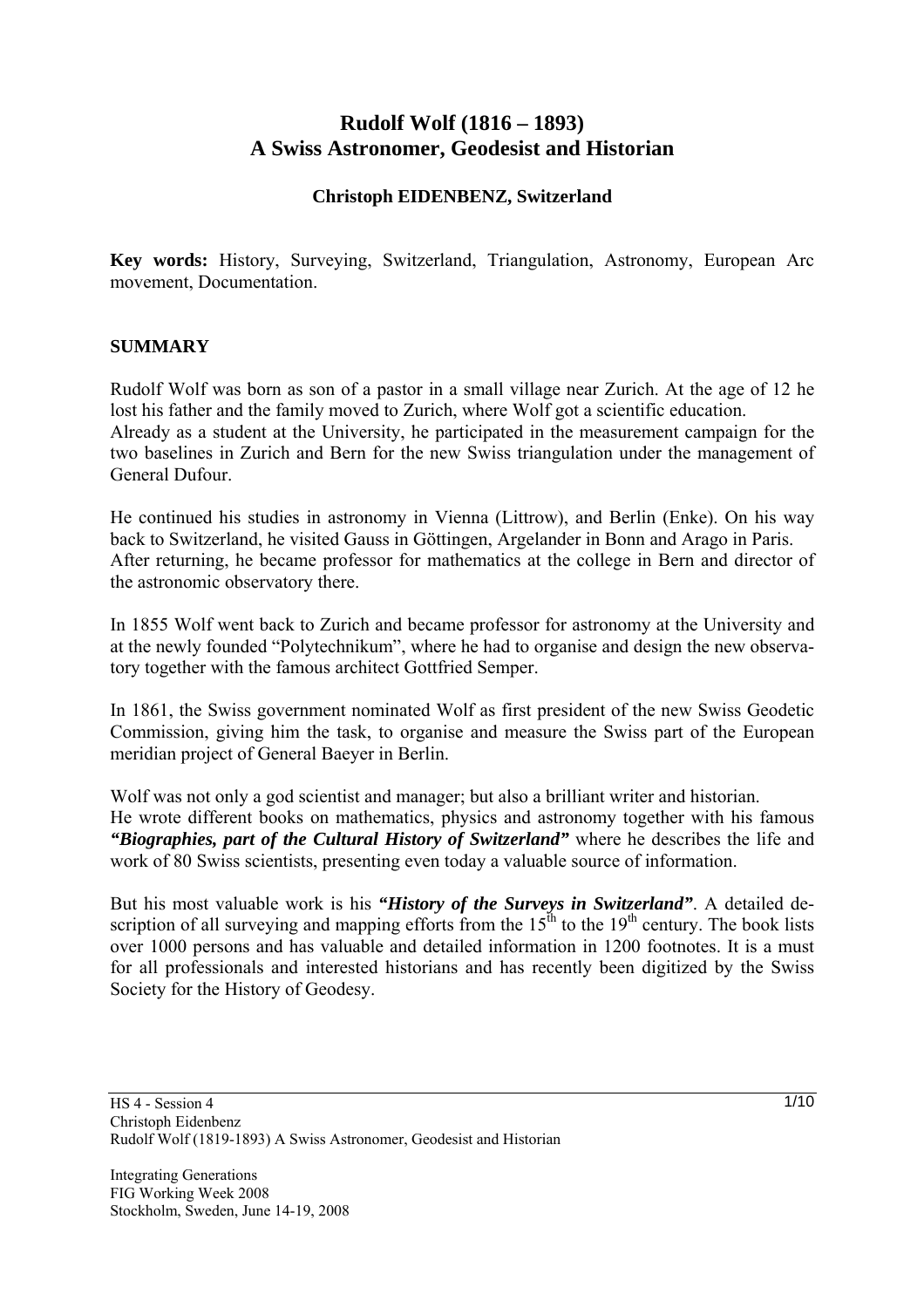# Rudolf Wolf (1816 – 1893) A Swiss Astronomer, Geodesist and Historian

**Christoph EIDENBENZ, Switzerland**

**Key words:** History, Surveying, Switzerland, Triangulation, Astronomy, European Arc movement, Documentation.

## SUMMARY

Rudolf Wolf was born as son of a pastor in a small village near Zurich. At the age of 12 he lost his father and the family moved to Zurich, where Wolf got a scientific education.
Already as a student at the University, he participated in the measurement campaign for the two baselines in Zurich and Bern for the new Swiss triangulation under the management of General Dufour.

He continued his studies in astronomy in Vienna (Littrow), and Berlin (Enke). On his way back to Switzerland, he visited Gauss in Göttingen, Argelander in Bonn and Arago in Paris.
After returning, he became professor for mathematics at the college in Bern and director of the astronomic observatory there.

In 1855 Wolf went back to Zurich and became professor for astronomy at the University and at the newly founded "Polytechnikum", where he had to organise and design the new observatory together with the famous architect Gottfried Semper.

In 1861, the Swiss government nominated Wolf as first president of the new Swiss Geodetic Commission, giving him the task, to organise and measure the Swiss part of the European meridian project of General Baeyer in Berlin.

Wolf was not only a god scientist and manager; but also a brilliant writer and historian.
He wrote different books on mathematics, physics and astronomy together with his famous ***"Biographies, part of the Cultural History of Switzerland"*** where he describes the life and work of 80 Swiss scientists, presenting even today a valuable source of information.

But his most valuable work is his ***"History of the Surveys in Switzerland"***. A detailed description of all surveying and mapping efforts from the 15$^{th}$ to the 19$^{th}$ century. The book lists over 1000 persons and has valuable and detailed information in 1200 footnotes. It is a must for all professionals and interested historians and has recently been digitized by the Swiss Society for the History of Geodesy.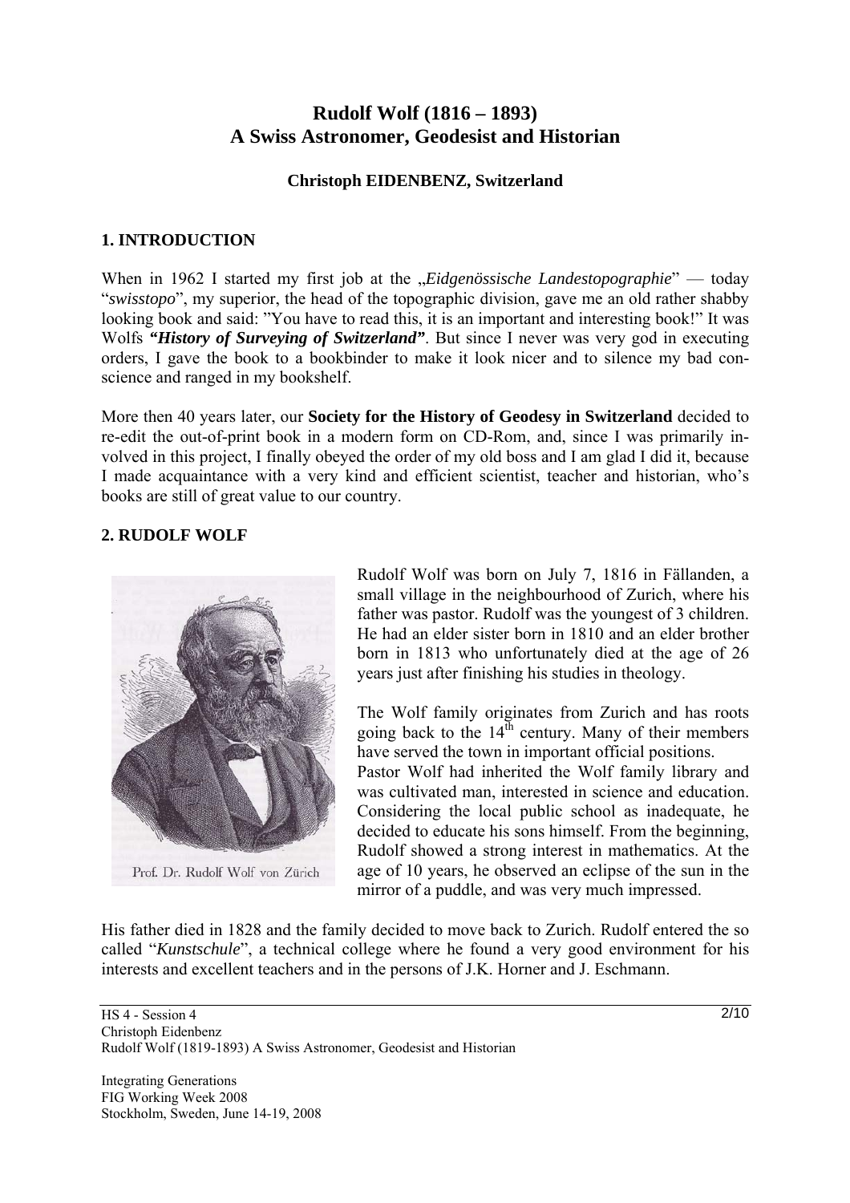# Rudolf Wolf (1816 – 1893)
# A Swiss Astronomer, Geodesist and Historian

**Christoph EIDENBENZ, Switzerland**

## 1. INTRODUCTION

When in 1962 I started my first job at the „*Eidgenössische Landestopographie*" — today "*swisstopo*", my superior, the head of the topographic division, gave me an old rather shabby looking book and said: "You have to read this, it is an important and interesting book!" It was Wolfs ***"History of Surveying of Switzerland"***. But since I never was very god in executing orders, I gave the book to a bookbinder to make it look nicer and to silence my bad conscience and ranged in my bookshelf.

More then 40 years later, our **Society for the History of Geodesy in Switzerland** decided to re-edit the out-of-print book in a modern form on CD-Rom, and, since I was primarily involved in this project, I finally obeyed the order of my old boss and I am glad I did it, because I made acquaintance with a very kind and efficient scientist, teacher and historian, who's books are still of great value to our country.

## 2. RUDOLF WOLF

Prof. Dr. Rudolf Wolf von Zürich

Rudolf Wolf was born on July 7, 1816 in Fällanden, a small village in the neighbourhood of Zurich, where his father was pastor. Rudolf was the youngest of 3 children. He had an elder sister born in 1810 and an elder brother born in 1813 who unfortunately died at the age of 26 years just after finishing his studies in theology.

The Wolf family originates from Zurich and has roots going back to the 14th century. Many of their members have served the town in important official positions.
Pastor Wolf had inherited the Wolf family library and was cultivated man, interested in science and education. Considering the local public school as inadequate, he decided to educate his sons himself. From the beginning, Rudolf showed a strong interest in mathematics. At the age of 10 years, he observed an eclipse of the sun in the mirror of a puddle, and was very much impressed.

His father died in 1828 and the family decided to move back to Zurich. Rudolf entered the so called "*Kunstschule*", a technical college where he found a very good environment for his interests and excellent teachers and in the persons of J.K. Horner and J. Eschmann.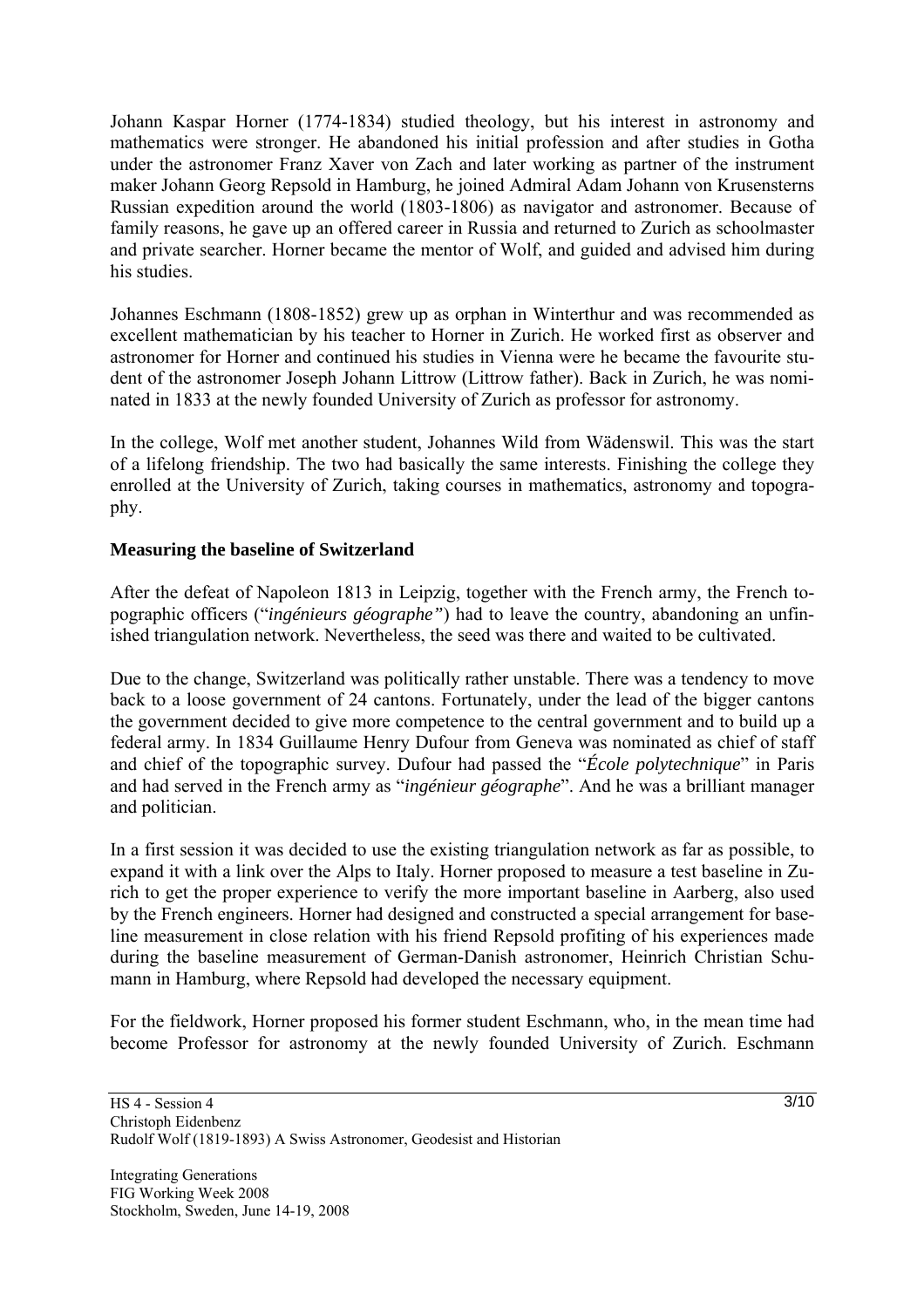Johann Kaspar Horner (1774-1834) studied theology, but his interest in astronomy and mathematics were stronger. He abandoned his initial profession and after studies in Gotha under the astronomer Franz Xaver von Zach and later working as partner of the instrument maker Johann Georg Repsold in Hamburg, he joined Admiral Adam Johann von Krusensterns Russian expedition around the world (1803-1806) as navigator and astronomer. Because of family reasons, he gave up an offered career in Russia and returned to Zurich as schoolmaster and private searcher. Horner became the mentor of Wolf, and guided and advised him during his studies.

Johannes Eschmann (1808-1852) grew up as orphan in Winterthur and was recommended as excellent mathematician by his teacher to Horner in Zurich. He worked first as observer and astronomer for Horner and continued his studies in Vienna were he became the favourite student of the astronomer Joseph Johann Littrow (Littrow father). Back in Zurich, he was nominated in 1833 at the newly founded University of Zurich as professor for astronomy.

In the college, Wolf met another student, Johannes Wild from Wädenswil. This was the start of a lifelong friendship. The two had basically the same interests. Finishing the college they enrolled at the University of Zurich, taking courses in mathematics, astronomy and topography.

**Measuring the baseline of Switzerland**

After the defeat of Napoleon 1813 in Leipzig, together with the French army, the French topographic officers ("*ingénieurs géographe"*) had to leave the country, abandoning an unfinished triangulation network. Nevertheless, the seed was there and waited to be cultivated.

Due to the change, Switzerland was politically rather unstable. There was a tendency to move back to a loose government of 24 cantons. Fortunately, under the lead of the bigger cantons the government decided to give more competence to the central government and to build up a federal army. In 1834 Guillaume Henry Dufour from Geneva was nominated as chief of staff and chief of the topographic survey. Dufour had passed the "*École polytechnique*" in Paris and had served in the French army as "*ingénieur géographe*". And he was a brilliant manager and politician.

In a first session it was decided to use the existing triangulation network as far as possible, to expand it with a link over the Alps to Italy. Horner proposed to measure a test baseline in Zurich to get the proper experience to verify the more important baseline in Aarberg, also used by the French engineers. Horner had designed and constructed a special arrangement for baseline measurement in close relation with his friend Repsold profiting of his experiences made during the baseline measurement of German-Danish astronomer, Heinrich Christian Schumann in Hamburg, where Repsold had developed the necessary equipment.

For the fieldwork, Horner proposed his former student Eschmann, who, in the mean time had become Professor for astronomy at the newly founded University of Zurich. Eschmann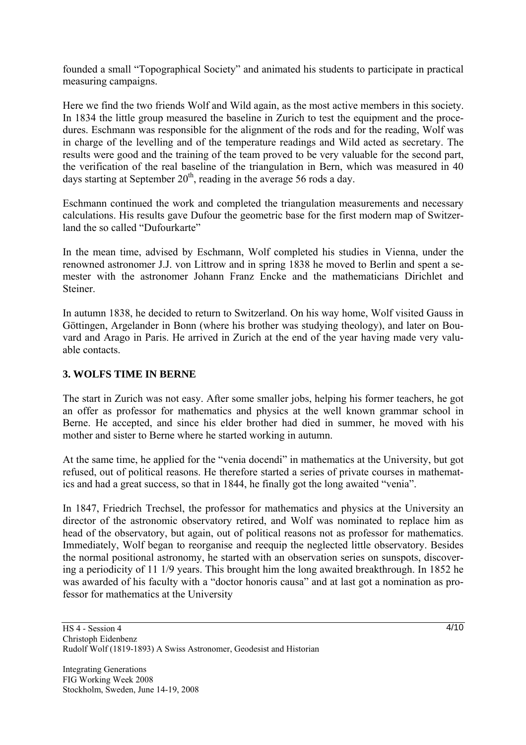founded a small "Topographical Society" and animated his students to participate in practical measuring campaigns.

Here we find the two friends Wolf and Wild again, as the most active members in this society. In 1834 the little group measured the baseline in Zurich to test the equipment and the procedures. Eschmann was responsible for the alignment of the rods and for the reading, Wolf was in charge of the levelling and of the temperature readings and Wild acted as secretary. The results were good and the training of the team proved to be very valuable for the second part, the verification of the real baseline of the triangulation in Bern, which was measured in 40 days starting at September 20th, reading in the average 56 rods a day.

Eschmann continued the work and completed the triangulation measurements and necessary calculations. His results gave Dufour the geometric base for the first modern map of Switzerland the so called "Dufourkarte"

In the mean time, advised by Eschmann, Wolf completed his studies in Vienna, under the renowned astronomer J.J. von Littrow and in spring 1838 he moved to Berlin and spent a semester with the astronomer Johann Franz Encke and the mathematicians Dirichlet and Steiner.

In autumn 1838, he decided to return to Switzerland. On his way home, Wolf visited Gauss in Göttingen, Argelander in Bonn (where his brother was studying theology), and later on Bouvard and Arago in Paris. He arrived in Zurich at the end of the year having made very valuable contacts.

## 3. WOLFS TIME IN BERNE

The start in Zurich was not easy. After some smaller jobs, helping his former teachers, he got an offer as professor for mathematics and physics at the well known grammar school in Berne. He accepted, and since his elder brother had died in summer, he moved with his mother and sister to Berne where he started working in autumn.

At the same time, he applied for the "venia docendi" in mathematics at the University, but got refused, out of political reasons. He therefore started a series of private courses in mathematics and had a great success, so that in 1844, he finally got the long awaited "venia".

In 1847, Friedrich Trechsel, the professor for mathematics and physics at the University an director of the astronomic observatory retired, and Wolf was nominated to replace him as head of the observatory, but again, out of political reasons not as professor for mathematics. Immediately, Wolf began to reorganise and reequip the neglected little observatory. Besides the normal positional astronomy, he started with an observation series on sunspots, discovering a periodicity of 11 1/9 years. This brought him the long awaited breakthrough. In 1852 he was awarded of his faculty with a "doctor honoris causa" and at last got a nomination as professor for mathematics at the University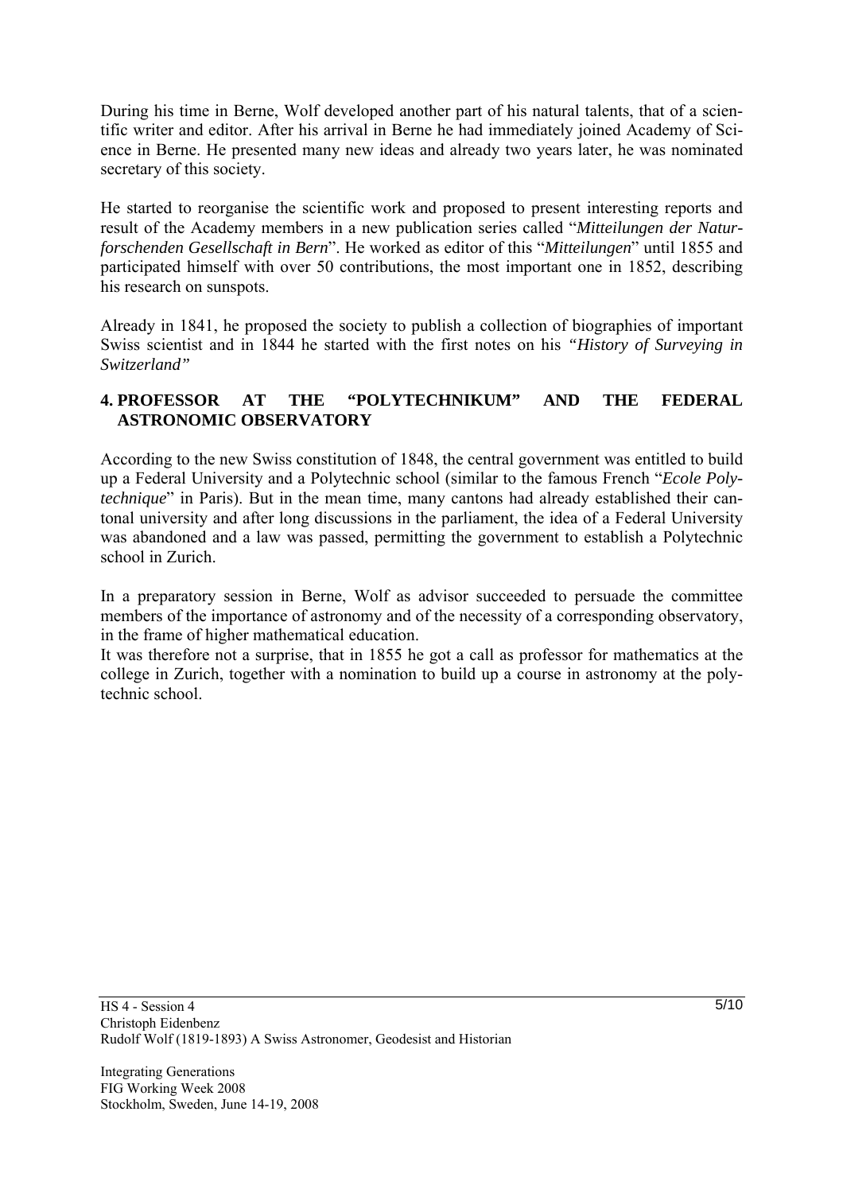During his time in Berne, Wolf developed another part of his natural talents, that of a scientific writer and editor. After his arrival in Berne he had immediately joined Academy of Science in Berne. He presented many new ideas and already two years later, he was nominated secretary of this society.

He started to reorganise the scientific work and proposed to present interesting reports and result of the Academy members in a new publication series called "*Mitteilungen der Naturforschenden Gesellschaft in Bern*". He worked as editor of this "*Mitteilungen*" until 1855 and participated himself with over 50 contributions, the most important one in 1852, describing his research on sunspots.

Already in 1841, he proposed the society to publish a collection of biographies of important Swiss scientist and in 1844 he started with the first notes on his *"History of Surveying in Switzerland"*

## 4. PROFESSOR AT THE "POLYTECHNIKUM" AND THE FEDERAL ASTRONOMIC OBSERVATORY

According to the new Swiss constitution of 1848, the central government was entitled to build up a Federal University and a Polytechnic school (similar to the famous French "*Ecole Polytechnique*" in Paris). But in the mean time, many cantons had already established their cantonal university and after long discussions in the parliament, the idea of a Federal University was abandoned and a law was passed, permitting the government to establish a Polytechnic school in Zurich.

In a preparatory session in Berne, Wolf as advisor succeeded to persuade the committee members of the importance of astronomy and of the necessity of a corresponding observatory, in the frame of higher mathematical education.

It was therefore not a surprise, that in 1855 he got a call as professor for mathematics at the college in Zurich, together with a nomination to build up a course in astronomy at the polytechnic school.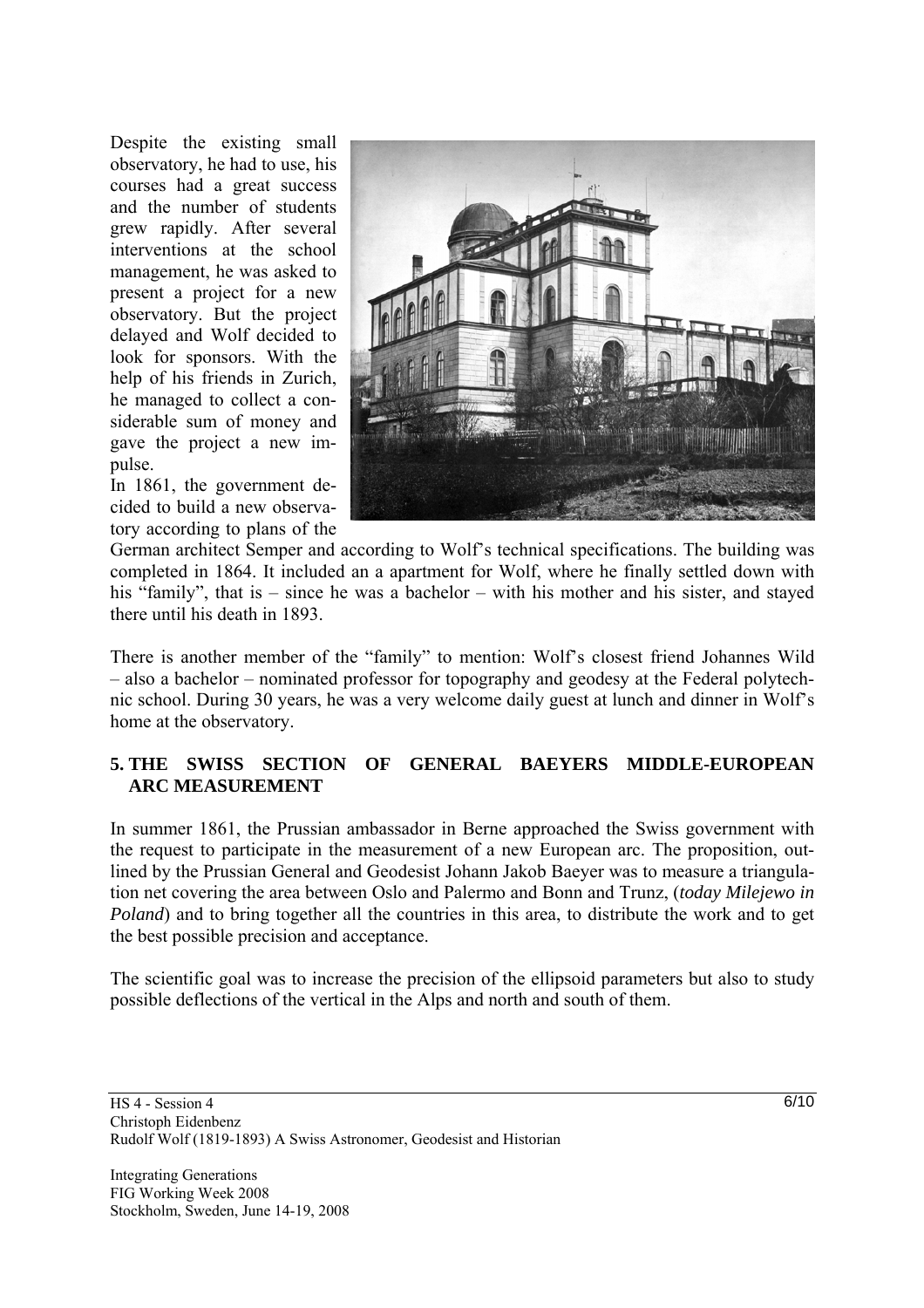Despite the existing small observatory, he had to use, his courses had a great success and the number of students grew rapidly. After several interventions at the school management, he was asked to present a project for a new observatory. But the project delayed and Wolf decided to look for sponsors. With the help of his friends in Zurich, he managed to collect a considerable sum of money and gave the project a new impulse.

In 1861, the government decided to build a new observatory according to plans of the German architect Semper and according to Wolf's technical specifications. The building was completed in 1864. It included an a apartment for Wolf, where he finally settled down with his "family", that is – since he was a bachelor – with his mother and his sister, and stayed there until his death in 1893.

There is another member of the "family" to mention: Wolf's closest friend Johannes Wild – also a bachelor – nominated professor for topography and geodesy at the Federal polytechnic school. During 30 years, he was a very welcome daily guest at lunch and dinner in Wolf's home at the observatory.

## 5. THE SWISS SECTION OF GENERAL BAEYERS MIDDLE-EUROPEAN ARC MEASUREMENT

In summer 1861, the Prussian ambassador in Berne approached the Swiss government with the request to participate in the measurement of a new European arc. The proposition, outlined by the Prussian General and Geodesist Johann Jakob Baeyer was to measure a triangulation net covering the area between Oslo and Palermo and Bonn and Trunz, (*today Milejewo in Poland*) and to bring together all the countries in this area, to distribute the work and to get the best possible precision and acceptance.

The scientific goal was to increase the precision of the ellipsoid parameters but also to study possible deflections of the vertical in the Alps and north and south of them.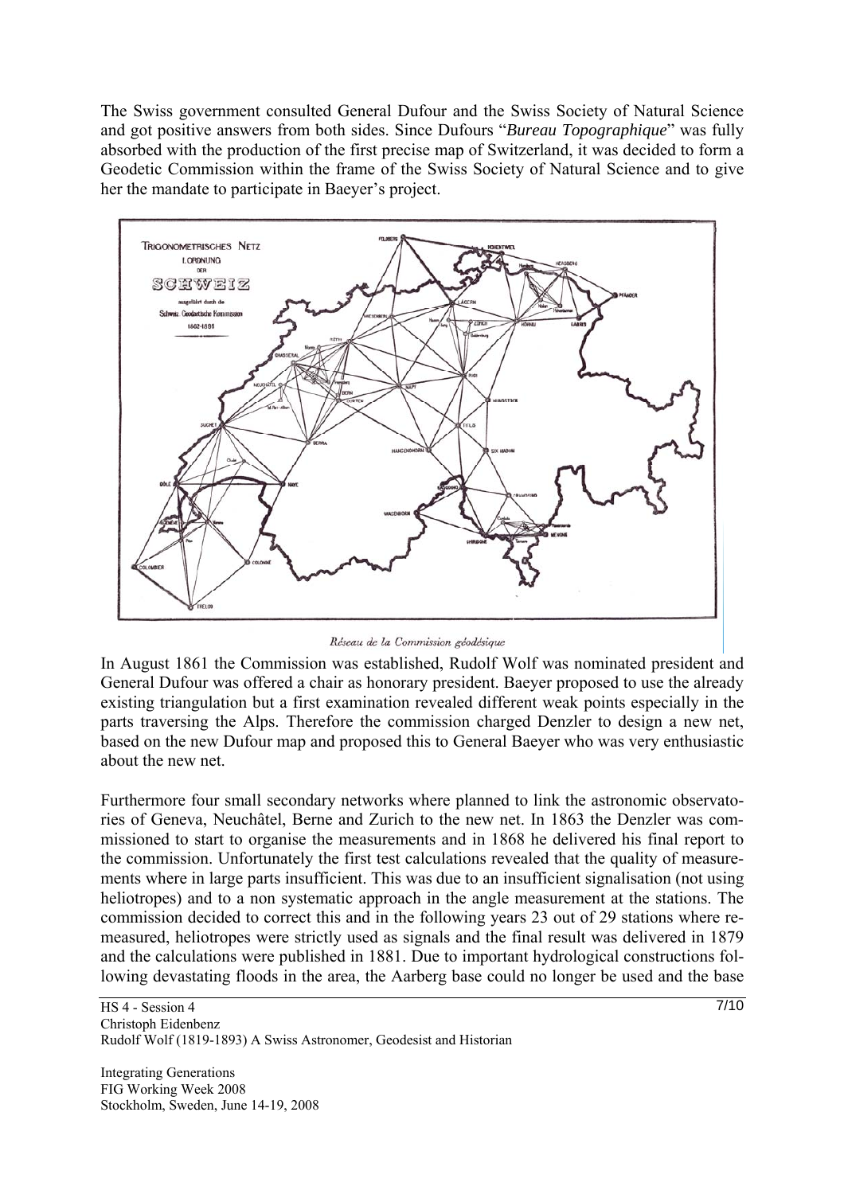The Swiss government consulted General Dufour and the Swiss Society of Natural Science and got positive answers from both sides. Since Dufours "*Bureau Topographique*" was fully absorbed with the production of the first precise map of Switzerland, it was decided to form a Geodetic Commission within the frame of the Swiss Society of Natural Science and to give her the mandate to participate in Baeyer's project.

TRIGONOMETRISCHES NETZ
I. ORDNUNG
DER
SCHWEIZ
ausgeführt durch die
Schweiz. Geodätische Kommission
1862-1881

*Réseau de la Commission géodésique*

In August 1861 the Commission was established, Rudolf Wolf was nominated president and General Dufour was offered a chair as honorary president. Baeyer proposed to use the already existing triangulation but a first examination revealed different weak points especially in the parts traversing the Alps. Therefore the commission charged Denzler to design a new net, based on the new Dufour map and proposed this to General Baeyer who was very enthusiastic about the new net.

Furthermore four small secondary networks where planned to link the astronomic observatories of Geneva, Neuchâtel, Berne and Zurich to the new net. In 1863 the Denzler was commissioned to start to organise the measurements and in 1868 he delivered his final report to the commission. Unfortunately the first test calculations revealed that the quality of measurements where in large parts insufficient. This was due to an insufficient signalisation (not using heliotropes) and to a non systematic approach in the angle measurement at the stations. The commission decided to correct this and in the following years 23 out of 29 stations where remeasured, heliotropes were strictly used as signals and the final result was delivered in 1879 and the calculations were published in 1881. Due to important hydrological constructions following devastating floods in the area, the Aarberg base could no longer be used and the base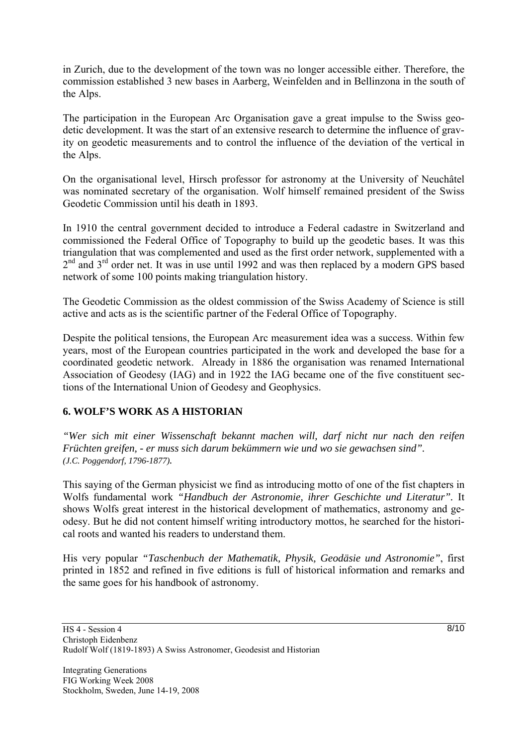in Zurich, due to the development of the town was no longer accessible either. Therefore, the commission established 3 new bases in Aarberg, Weinfelden and in Bellinzona in the south of the Alps.

The participation in the European Arc Organisation gave a great impulse to the Swiss geodetic development. It was the start of an extensive research to determine the influence of gravity on geodetic measurements and to control the influence of the deviation of the vertical in the Alps.

On the organisational level, Hirsch professor for astronomy at the University of Neuchâtel was nominated secretary of the organisation. Wolf himself remained president of the Swiss Geodetic Commission until his death in 1893.

In 1910 the central government decided to introduce a Federal cadastre in Switzerland and commissioned the Federal Office of Topography to build up the geodetic bases. It was this triangulation that was complemented and used as the first order network, supplemented with a 2nd and 3rd order net. It was in use until 1992 and was then replaced by a modern GPS based network of some 100 points making triangulation history.

The Geodetic Commission as the oldest commission of the Swiss Academy of Science is still active and acts as is the scientific partner of the Federal Office of Topography.

Despite the political tensions, the European Arc measurement idea was a success. Within few years, most of the European countries participated in the work and developed the base for a coordinated geodetic network. Already in 1886 the organisation was renamed International Association of Geodesy (IAG) and in 1922 the IAG became one of the five constituent sections of the International Union of Geodesy and Geophysics.

## 6. WOLF'S WORK AS A HISTORIAN

*"Wer sich mit einer Wissenschaft bekannt machen will, darf nicht nur nach den reifen Früchten greifen, - er muss sich darum bekümmern wie und wo sie gewachsen sind".*
*(J.C. Poggendorf, 1796-1877).*

This saying of the German physicist we find as introducing motto of one of the fist chapters in Wolfs fundamental work *"Handbuch der Astronomie, ihrer Geschichte und Literatur"*. It shows Wolfs great interest in the historical development of mathematics, astronomy and geodesy. But he did not content himself writing introductory mottos, he searched for the historical roots and wanted his readers to understand them.

His very popular *"Taschenbuch der Mathematik, Physik, Geodäsie und Astronomie"*, first printed in 1852 and refined in five editions is full of historical information and remarks and the same goes for his handbook of astronomy.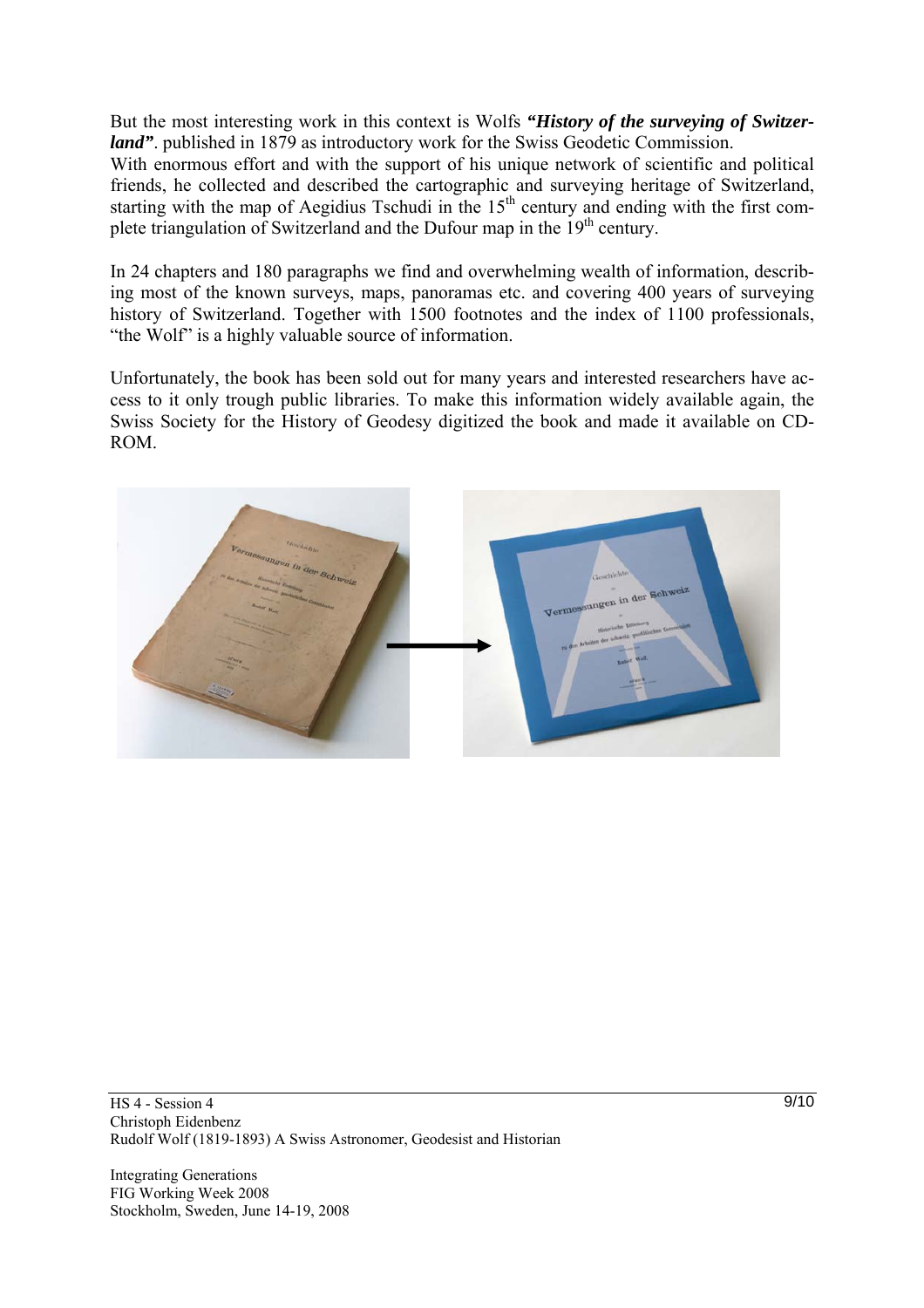But the most interesting work in this context is Wolfs ***"History of the surveying of Switzerland"***. published in 1879 as introductory work for the Swiss Geodetic Commission.
With enormous effort and with the support of his unique network of scientific and political friends, he collected and described the cartographic and surveying heritage of Switzerland, starting with the map of Aegidius Tschudi in the 15th century and ending with the first complete triangulation of Switzerland and the Dufour map in the 19th century.

In 24 chapters and 180 paragraphs we find and overwhelming wealth of information, describing most of the known surveys, maps, panoramas etc. and covering 400 years of surveying history of Switzerland. Together with 1500 footnotes and the index of 1100 professionals, "the Wolf" is a highly valuable source of information.

Unfortunately, the book has been sold out for many years and interested researchers have access to it only trough public libraries. To make this information widely available again, the Swiss Society for the History of Geodesy digitized the book and made it available on CD-ROM.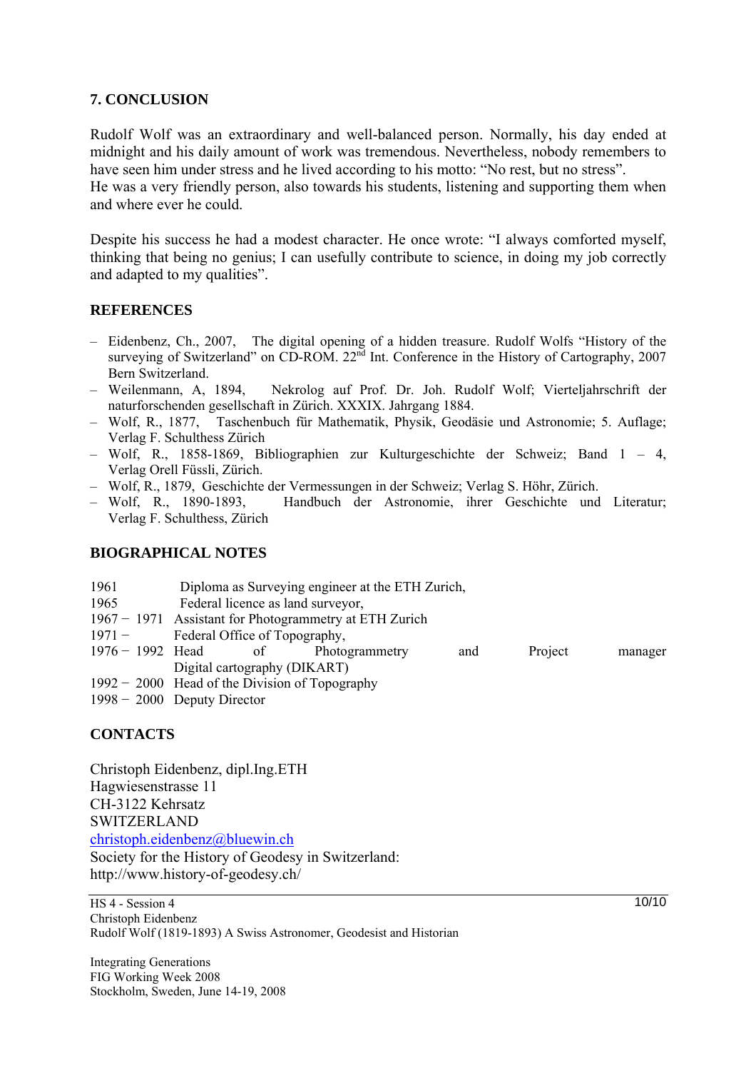## 7. CONCLUSION

Rudolf Wolf was an extraordinary and well-balanced person. Normally, his day ended at midnight and his daily amount of work was tremendous. Nevertheless, nobody remembers to have seen him under stress and he lived according to his motto: "No rest, but no stress".
He was a very friendly person, also towards his students, listening and supporting them when and where ever he could.

Despite his success he had a modest character. He once wrote: "I always comforted myself, thinking that being no genius; I can usefully contribute to science, in doing my job correctly and adapted to my qualities".

## REFERENCES

- Eidenbenz, Ch., 2007, The digital opening of a hidden treasure. Rudolf Wolfs "History of the surveying of Switzerland" on CD-ROM. 22nd Int. Conference in the History of Cartography, 2007 Bern Switzerland.
- Weilenmann, A, 1894, Nekrolog auf Prof. Dr. Joh. Rudolf Wolf; Vierteljahrschrift der naturforschenden gesellschaft in Zürich. XXXIX. Jahrgang 1884.
- Wolf, R., 1877, Taschenbuch für Mathematik, Physik, Geodäsie und Astronomie; 5. Auflage; Verlag F. Schulthess Zürich
- Wolf, R., 1858-1869, Bibliographien zur Kulturgeschichte der Schweiz; Band 1 – 4, Verlag Orell Füssli, Zürich.
- Wolf, R., 1879, Geschichte der Vermessungen in der Schweiz; Verlag S. Höhr, Zürich.
- Wolf, R., 1890-1893, Handbuch der Astronomie, ihrer Geschichte und Literatur; Verlag F. Schulthess, Zürich

## BIOGRAPHICAL NOTES

| | |
|---|---|
| 1961 | Diploma as Surveying engineer at the ETH Zurich, |
| 1965 | Federal licence as land surveyor, |
| 1967 − 1971 | Assistant for Photogrammetry at ETH Zurich |
| 1971 − | Federal Office of Topography, |
| 1976 − 1992 | Head of Photogrammetry and Project manager Digital cartography (DIKART) |
| 1992 − 2000 | Head of the Division of Topography |
| 1998 − 2000 | Deputy Director |

## CONTACTS

Christoph Eidenbenz, dipl.Ing.ETH
Hagwiesenstrasse 11
CH-3122 Kehrsatz
SWITZERLAND
christoph.eidenbenz@bluewin.ch
Society for the History of Geodesy in Switzerland:
http://www.history-of-geodesy.ch/